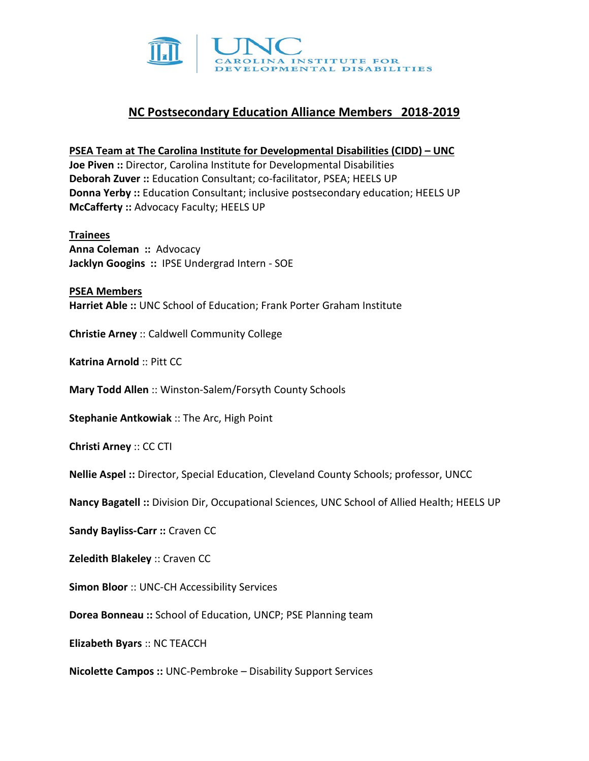UNC CAROLINA INSTITUTE FOR DEVELOPMENTAL DISABILITIES

# NC Postsecondary Education Alliance Members 2018-2019

## PSEA Team at The Carolina Institute for Developmental Disabilities (CIDD) – UNC

**Joe Piven ::** Director, Carolina Institute for Developmental Disabilities
**Deborah Zuver ::** Education Consultant; co-facilitator, PSEA; HEELS UP
**Donna Yerby ::** Education Consultant; inclusive postsecondary education; HEELS UP
**McCafferty ::** Advocacy Faculty; HEELS UP

## Trainees

**Anna Coleman ::** Advocacy
**Jacklyn Googins ::** IPSE Undergrad Intern - SOE

## PSEA Members

**Harriet Able ::** UNC School of Education; Frank Porter Graham Institute

**Christie Arney** :: Caldwell Community College

**Katrina Arnold** :: Pitt CC

**Mary Todd Allen** :: Winston-Salem/Forsyth County Schools

**Stephanie Antkowiak** :: The Arc, High Point

**Christi Arney** :: CC CTI

**Nellie Aspel ::** Director, Special Education, Cleveland County Schools; professor, UNCC

**Nancy Bagatell ::** Division Dir, Occupational Sciences, UNC School of Allied Health; HEELS UP

**Sandy Bayliss-Carr ::** Craven CC

**Zeledith Blakeley** :: Craven CC

**Simon Bloor** :: UNC-CH Accessibility Services

**Dorea Bonneau ::** School of Education, UNCP; PSE Planning team

**Elizabeth Byars** :: NC TEACCH

**Nicolette Campos ::** UNC-Pembroke – Disability Support Services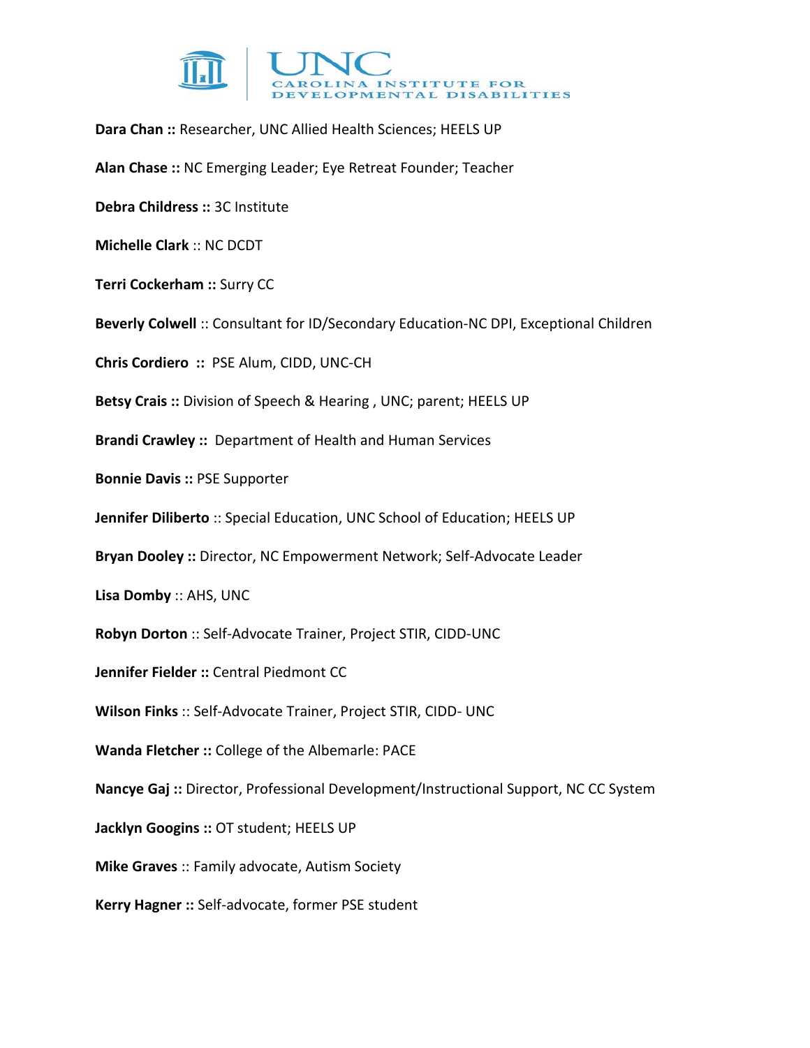**Dara Chan ::** Researcher, UNC Allied Health Sciences; HEELS UP

**Alan Chase ::** NC Emerging Leader; Eye Retreat Founder; Teacher

**Debra Childress ::** 3C Institute

**Michelle Clark** :: NC DCDT

**Terri Cockerham ::** Surry CC

**Beverly Colwell** :: Consultant for ID/Secondary Education-NC DPI, Exceptional Children

**Chris Cordiero ::** PSE Alum, CIDD, UNC-CH

**Betsy Crais ::** Division of Speech & Hearing , UNC; parent; HEELS UP

**Brandi Crawley ::** Department of Health and Human Services

**Bonnie Davis ::** PSE Supporter

**Jennifer Diliberto** :: Special Education, UNC School of Education; HEELS UP

**Bryan Dooley ::** Director, NC Empowerment Network; Self-Advocate Leader

**Lisa Domby** :: AHS, UNC

**Robyn Dorton** :: Self-Advocate Trainer, Project STIR, CIDD-UNC

**Jennifer Fielder ::** Central Piedmont CC

**Wilson Finks** :: Self-Advocate Trainer, Project STIR, CIDD- UNC

**Wanda Fletcher ::** College of the Albemarle: PACE

**Nancye Gaj ::** Director, Professional Development/Instructional Support, NC CC System

**Jacklyn Googins ::** OT student; HEELS UP

**Mike Graves** :: Family advocate, Autism Society

**Kerry Hagner ::** Self-advocate, former PSE student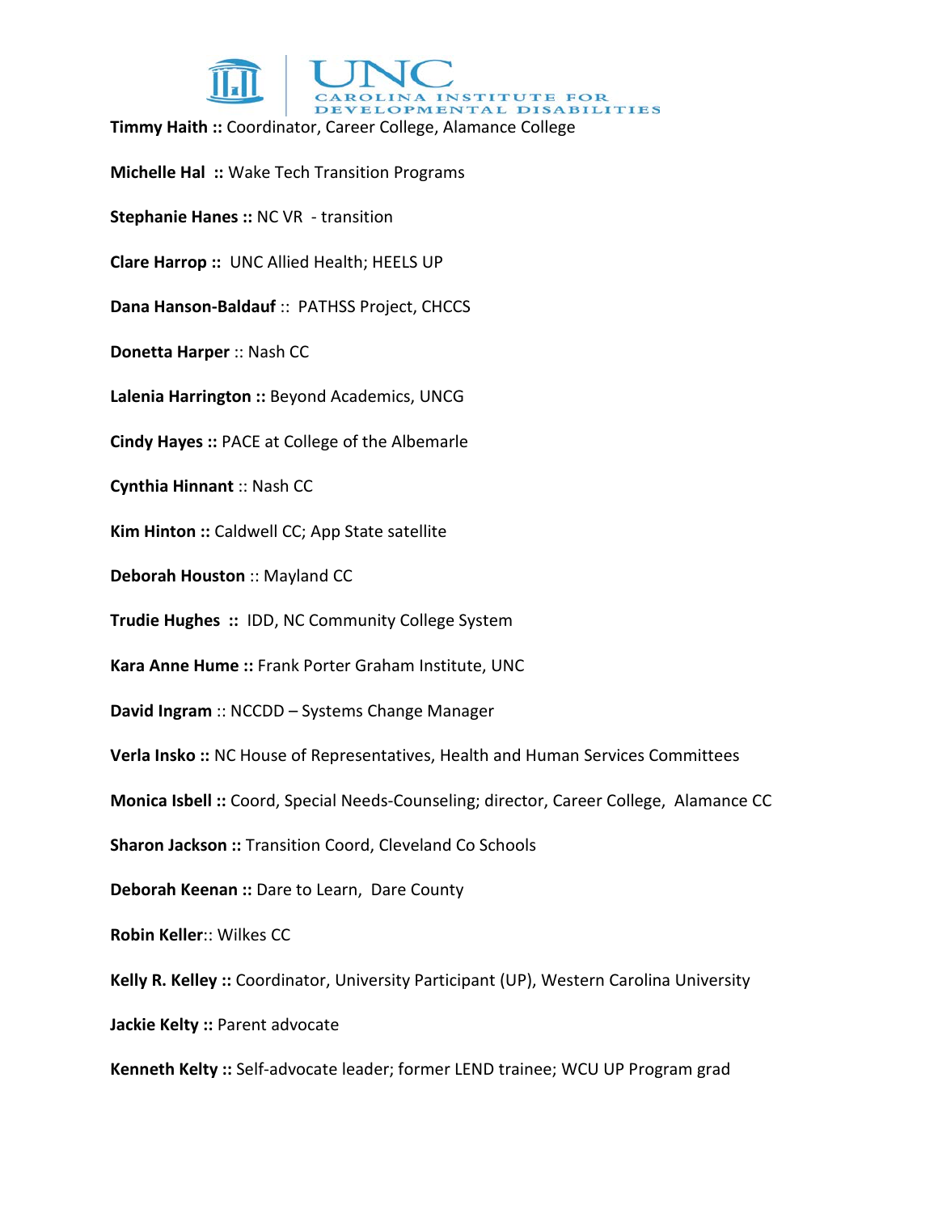**Timmy Haith ::** Coordinator, Career College, Alamance College

**Michelle Hal ::** Wake Tech Transition Programs

**Stephanie Hanes ::** NC VR - transition

**Clare Harrop ::** UNC Allied Health; HEELS UP

**Dana Hanson-Baldauf** :: PATHSS Project, CHCCS

**Donetta Harper** :: Nash CC

**Lalenia Harrington ::** Beyond Academics, UNCG

**Cindy Hayes ::** PACE at College of the Albemarle

**Cynthia Hinnant** :: Nash CC

**Kim Hinton ::** Caldwell CC; App State satellite

**Deborah Houston** :: Mayland CC

**Trudie Hughes ::** IDD, NC Community College System

**Kara Anne Hume ::** Frank Porter Graham Institute, UNC

**David Ingram** :: NCCDD – Systems Change Manager

**Verla Insko ::** NC House of Representatives, Health and Human Services Committees

**Monica Isbell ::** Coord, Special Needs-Counseling; director, Career College, Alamance CC

**Sharon Jackson ::** Transition Coord, Cleveland Co Schools

**Deborah Keenan ::** Dare to Learn, Dare County

**Robin Keller**:: Wilkes CC

**Kelly R. Kelley ::** Coordinator, University Participant (UP), Western Carolina University

**Jackie Kelty ::** Parent advocate

**Kenneth Kelty ::** Self-advocate leader; former LEND trainee; WCU UP Program grad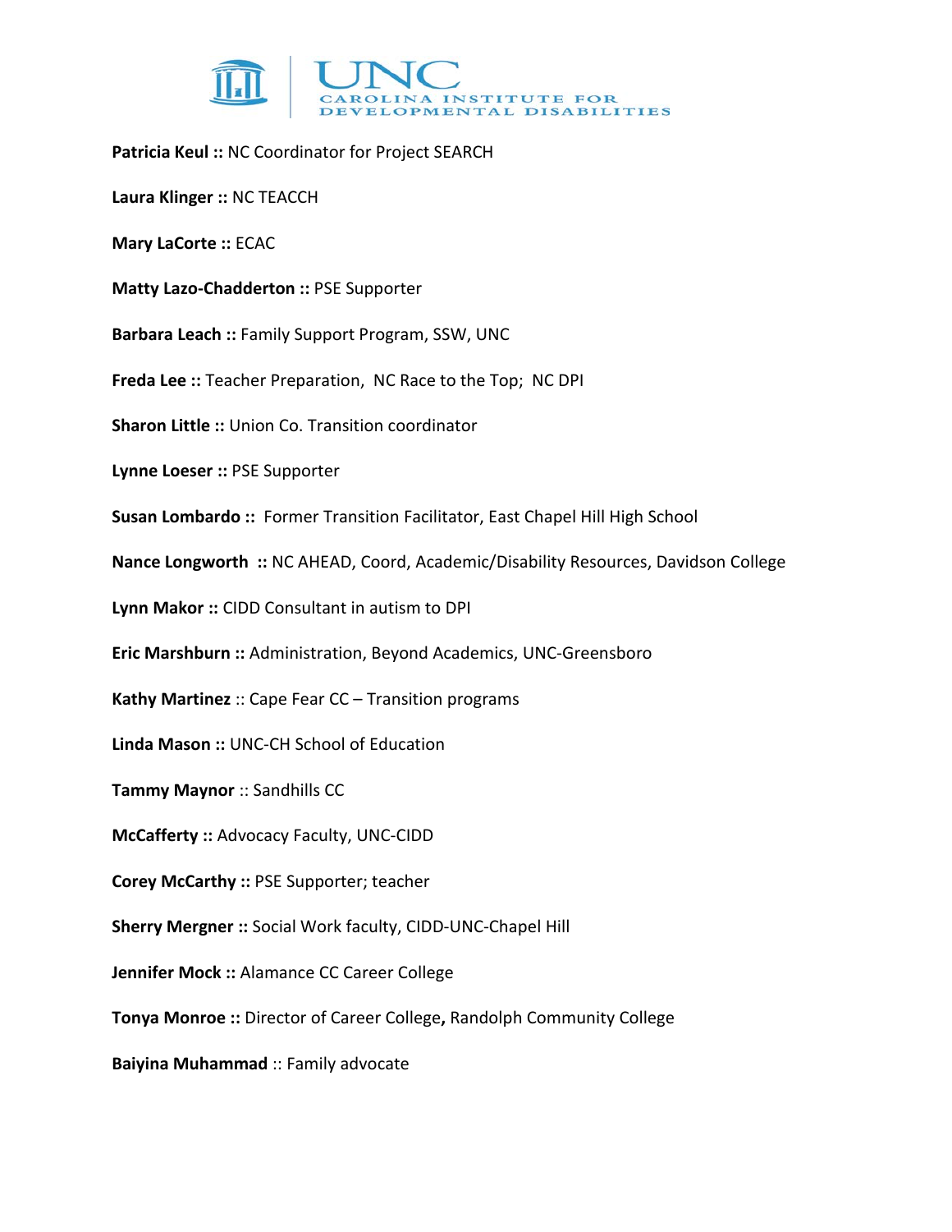**Patricia Keul ::** NC Coordinator for Project SEARCH

**Laura Klinger ::** NC TEACCH

**Mary LaCorte ::** ECAC

**Matty Lazo-Chadderton ::** PSE Supporter

**Barbara Leach ::** Family Support Program, SSW, UNC

**Freda Lee ::** Teacher Preparation, NC Race to the Top; NC DPI

**Sharon Little ::** Union Co. Transition coordinator

**Lynne Loeser ::** PSE Supporter

**Susan Lombardo ::** Former Transition Facilitator, East Chapel Hill High School

**Nance Longworth ::** NC AHEAD, Coord, Academic/Disability Resources, Davidson College

**Lynn Makor ::** CIDD Consultant in autism to DPI

**Eric Marshburn ::** Administration, Beyond Academics, UNC-Greensboro

**Kathy Martinez** :: Cape Fear CC – Transition programs

**Linda Mason ::** UNC-CH School of Education

**Tammy Maynor** :: Sandhills CC

**McCafferty ::** Advocacy Faculty, UNC-CIDD

**Corey McCarthy ::** PSE Supporter; teacher

**Sherry Mergner ::** Social Work faculty, CIDD-UNC-Chapel Hill

**Jennifer Mock ::** Alamance CC Career College

**Tonya Monroe ::** Director of Career College**,** Randolph Community College

**Baiyina Muhammad** :: Family advocate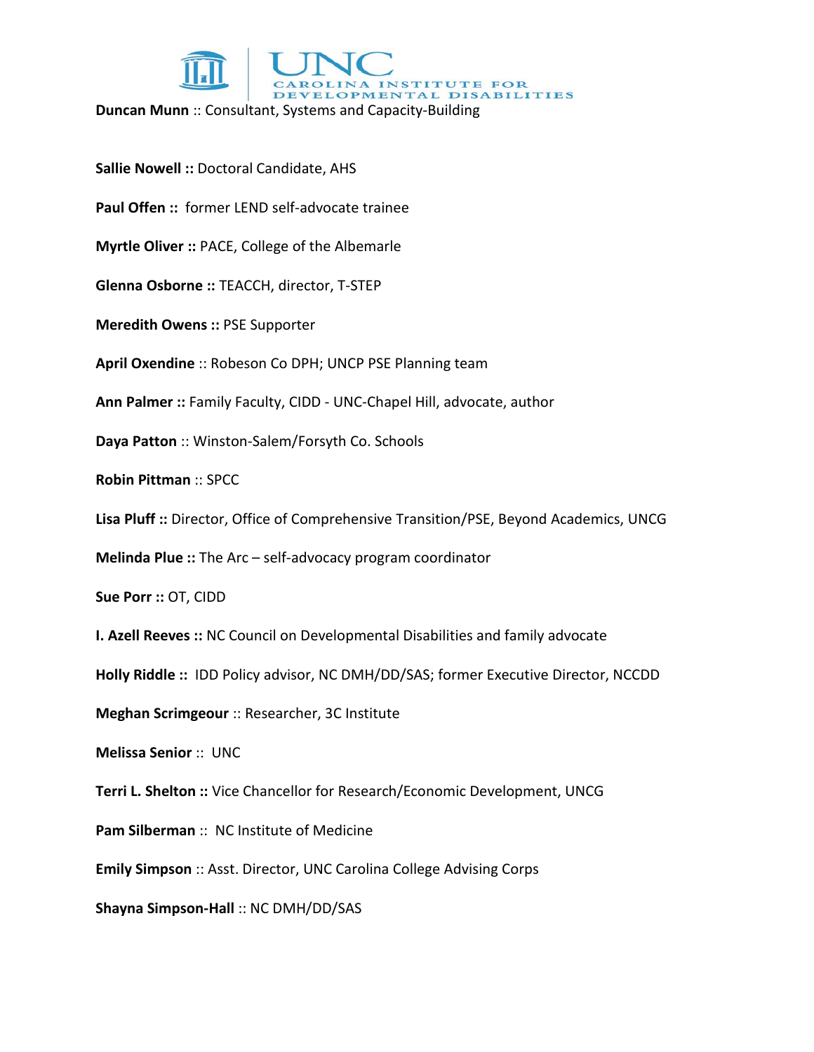**Duncan Munn** :: Consultant, Systems and Capacity-Building

**Sallie Nowell ::** Doctoral Candidate, AHS

**Paul Offen ::** former LEND self-advocate trainee

**Myrtle Oliver ::** PACE, College of the Albemarle

**Glenna Osborne ::** TEACCH, director, T-STEP

**Meredith Owens ::** PSE Supporter

**April Oxendine** :: Robeson Co DPH; UNCP PSE Planning team

**Ann Palmer ::** Family Faculty, CIDD - UNC-Chapel Hill, advocate, author

**Daya Patton** :: Winston-Salem/Forsyth Co. Schools

**Robin Pittman** :: SPCC

**Lisa Pluff ::** Director, Office of Comprehensive Transition/PSE, Beyond Academics, UNCG

**Melinda Plue ::** The Arc – self-advocacy program coordinator

**Sue Porr ::** OT, CIDD

**I. Azell Reeves ::** NC Council on Developmental Disabilities and family advocate

**Holly Riddle ::** IDD Policy advisor, NC DMH/DD/SAS; former Executive Director, NCCDD

**Meghan Scrimgeour** :: Researcher, 3C Institute

**Melissa Senior** :: UNC

**Terri L. Shelton ::** Vice Chancellor for Research/Economic Development, UNCG

**Pam Silberman** :: NC Institute of Medicine

**Emily Simpson** :: Asst. Director, UNC Carolina College Advising Corps

**Shayna Simpson-Hall** :: NC DMH/DD/SAS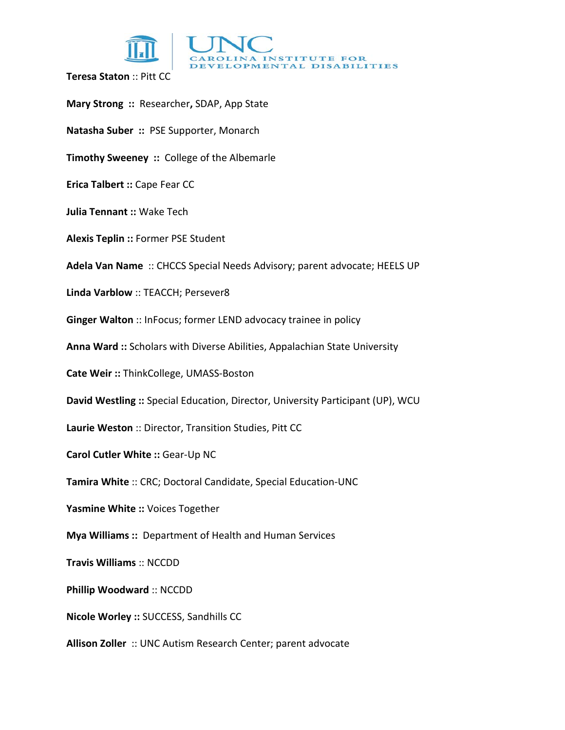**Teresa Staton** :: Pitt CC

**Mary Strong** **::** Researcher**,** SDAP, App State

**Natasha Suber** **::** PSE Supporter, Monarch

**Timothy Sweeney** **::** College of the Albemarle

**Erica Talbert ::** Cape Fear CC

**Julia Tennant ::** Wake Tech

**Alexis Teplin ::** Former PSE Student

**Adela Van Name** :: CHCCS Special Needs Advisory; parent advocate; HEELS UP

**Linda Varblow** :: TEACCH; Persever8

**Ginger Walton** :: InFocus; former LEND advocacy trainee in policy

**Anna Ward ::** Scholars with Diverse Abilities, Appalachian State University

**Cate Weir ::** ThinkCollege, UMASS-Boston

**David Westling ::** Special Education, Director, University Participant (UP), WCU

**Laurie Weston** :: Director, Transition Studies, Pitt CC

**Carol Cutler White ::** Gear-Up NC

**Tamira White** :: CRC; Doctoral Candidate, Special Education-UNC

**Yasmine White ::** Voices Together

**Mya Williams ::** Department of Health and Human Services

**Travis Williams** :: NCCDD

**Phillip Woodward** :: NCCDD

**Nicole Worley ::** SUCCESS, Sandhills CC

**Allison Zoller** :: UNC Autism Research Center; parent advocate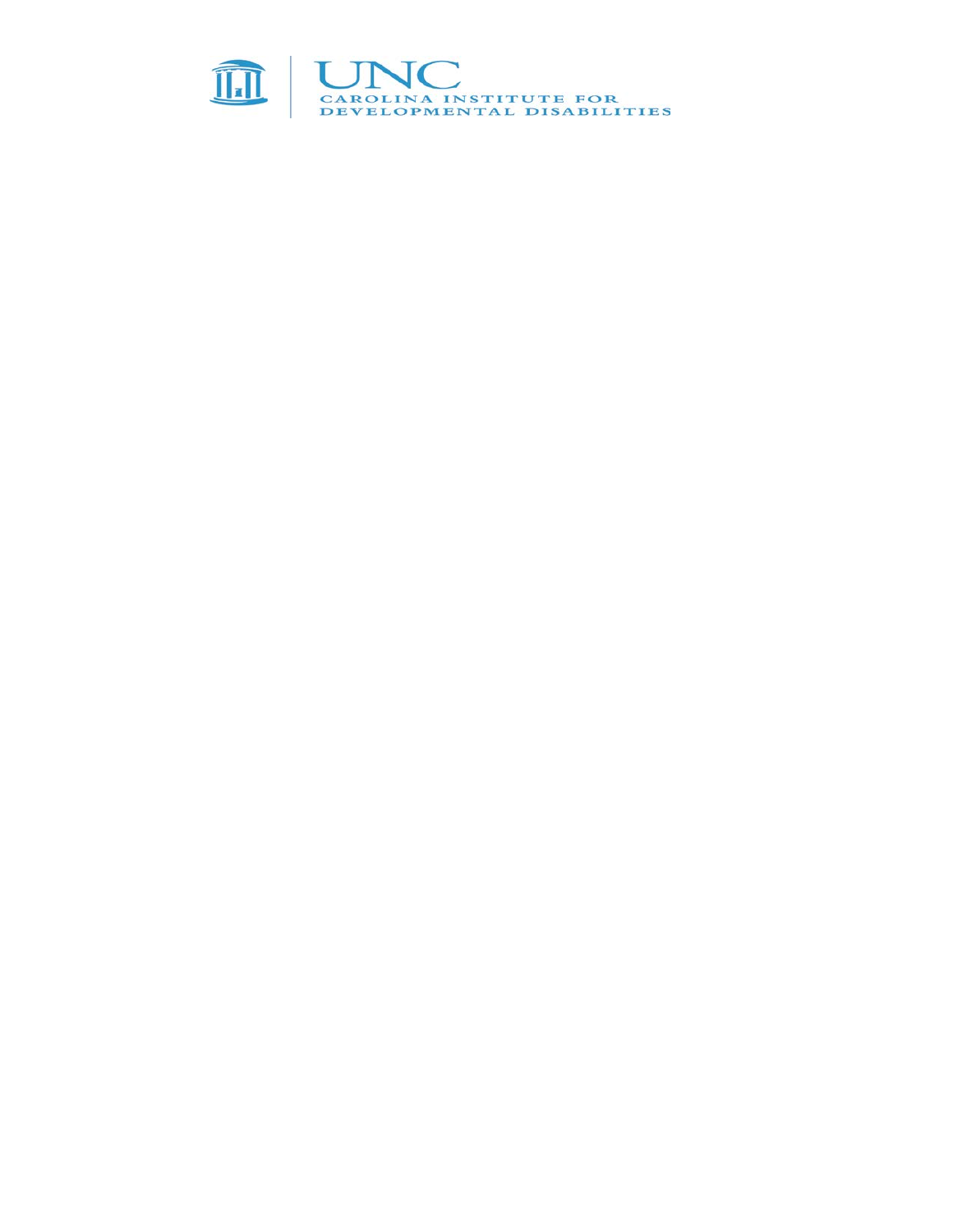UNC

CAROLINA INSTITUTE FOR
DEVELOPMENTAL DISABILITIES